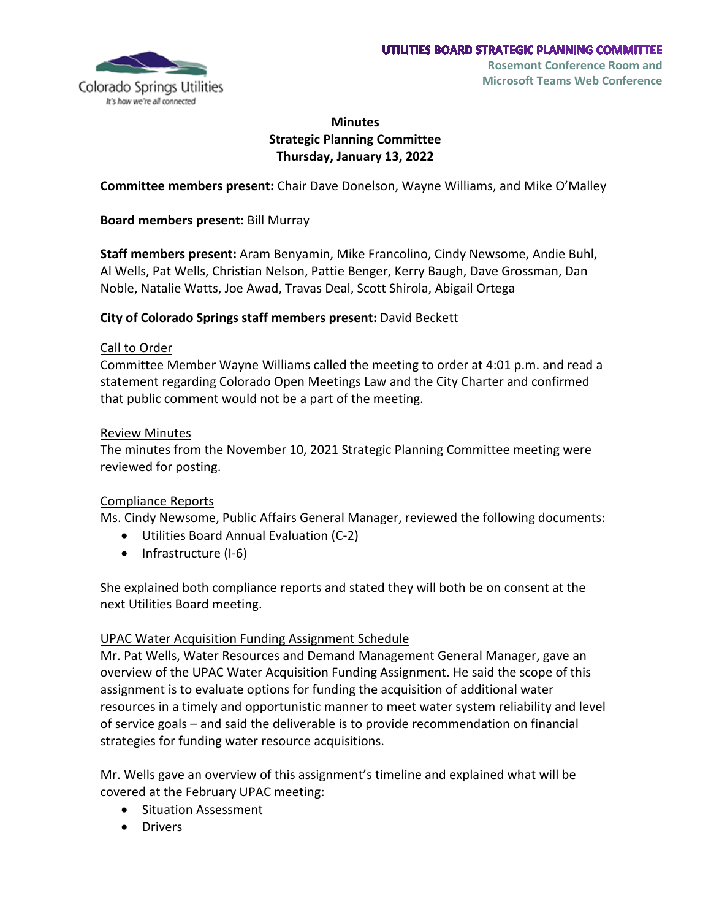**UTILITIES BOARD STRATEGIC PLANNING COMMITTEE**
**Rosemont Conference Room and Microsoft Teams Web Conference**

# Minutes
## Strategic Planning Committee
### Thursday, January 13, 2022

**Committee members present:** Chair Dave Donelson, Wayne Williams, and Mike O'Malley

**Board members present:** Bill Murray

**Staff members present:** Aram Benyamin, Mike Francolino, Cindy Newsome, Andie Buhl, Al Wells, Pat Wells, Christian Nelson, Pattie Benger, Kerry Baugh, Dave Grossman, Dan Noble, Natalie Watts, Joe Awad, Travas Deal, Scott Shirola, Abigail Ortega

**City of Colorado Springs staff members present:** David Beckett

Call to Order
Committee Member Wayne Williams called the meeting to order at 4:01 p.m. and read a statement regarding Colorado Open Meetings Law and the City Charter and confirmed that public comment would not be a part of the meeting.

Review Minutes
The minutes from the November 10, 2021 Strategic Planning Committee meeting were reviewed for posting.

Compliance Reports
Ms. Cindy Newsome, Public Affairs General Manager, reviewed the following documents:

- Utilities Board Annual Evaluation (C-2)
- Infrastructure (I-6)

She explained both compliance reports and stated they will both be on consent at the next Utilities Board meeting.

UPAC Water Acquisition Funding Assignment Schedule
Mr. Pat Wells, Water Resources and Demand Management General Manager, gave an overview of the UPAC Water Acquisition Funding Assignment. He said the scope of this assignment is to evaluate options for funding the acquisition of additional water resources in a timely and opportunistic manner to meet water system reliability and level of service goals – and said the deliverable is to provide recommendation on financial strategies for funding water resource acquisitions.

Mr. Wells gave an overview of this assignment's timeline and explained what will be covered at the February UPAC meeting:

- Situation Assessment
- Drivers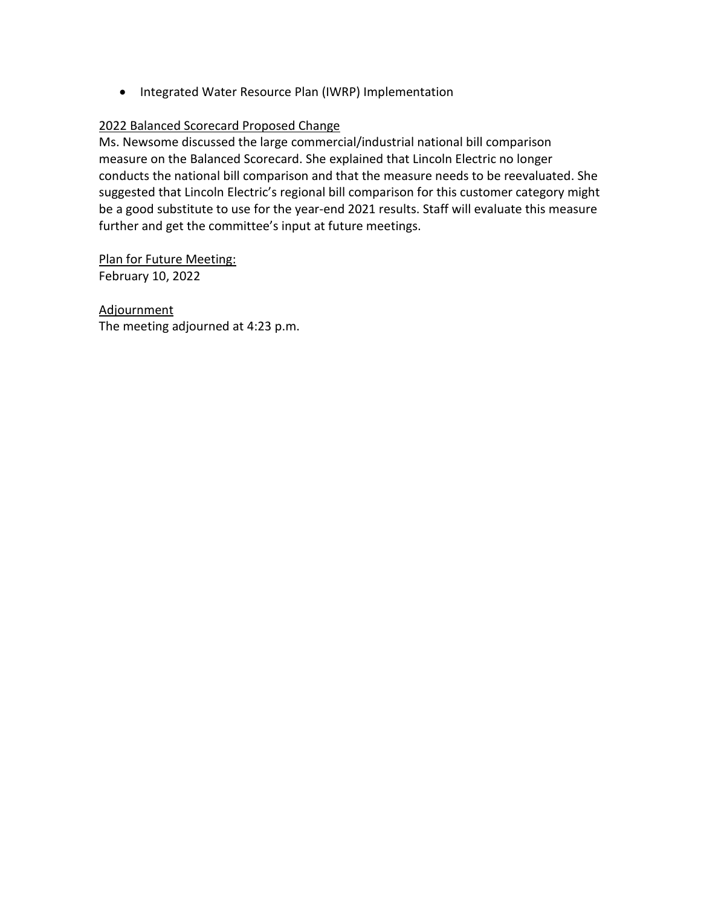- Integrated Water Resource Plan (IWRP) Implementation

2022 Balanced Scorecard Proposed Change

Ms. Newsome discussed the large commercial/industrial national bill comparison measure on the Balanced Scorecard. She explained that Lincoln Electric no longer conducts the national bill comparison and that the measure needs to be reevaluated. She suggested that Lincoln Electric's regional bill comparison for this customer category might be a good substitute to use for the year-end 2021 results. Staff will evaluate this measure further and get the committee's input at future meetings.

Plan for Future Meeting:

February 10, 2022

Adjournment

The meeting adjourned at 4:23 p.m.